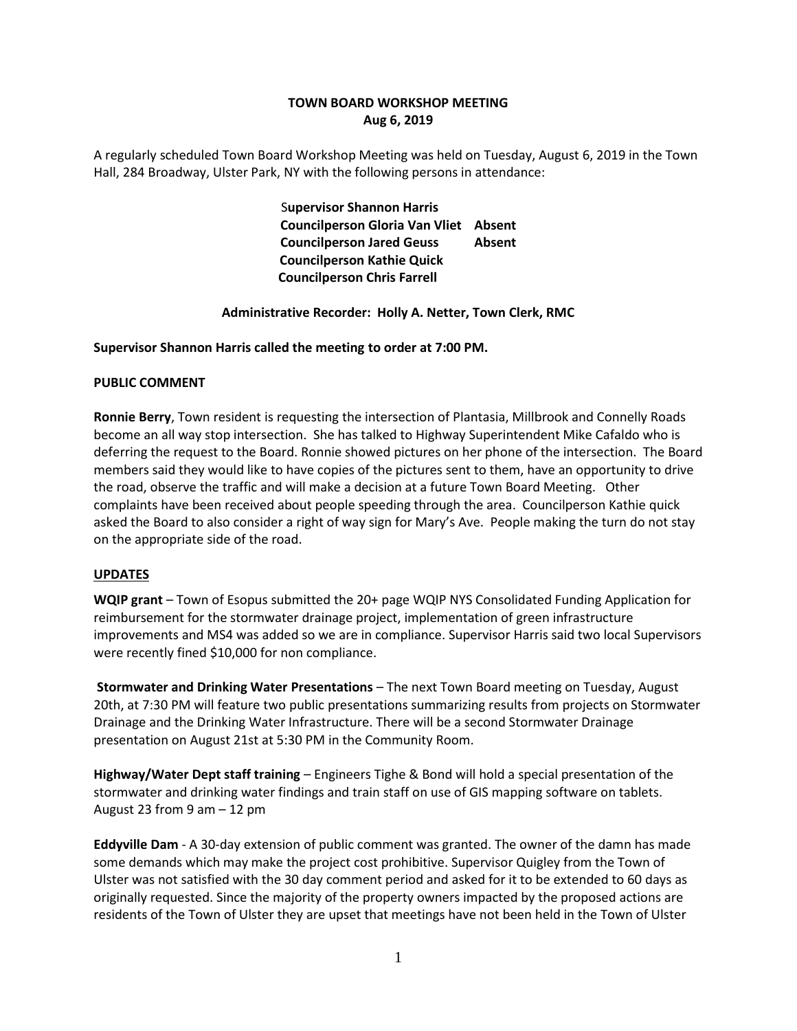# TOWN BOARD WORKSHOP MEETING
## Aug 6, 2019

A regularly scheduled Town Board Workshop Meeting was held on Tuesday, August 6, 2019 in the Town Hall, 284 Broadway, Ulster Park, NY with the following persons in attendance:

**Supervisor Shannon Harris**
**Councilperson Gloria Van Vliet Absent**
**Councilperson Jared Geuss Absent**
**Councilperson Kathie Quick**
**Councilperson Chris Farrell**

**Administrative Recorder: Holly A. Netter, Town Clerk, RMC**

**Supervisor Shannon Harris called the meeting to order at 7:00 PM.**

**PUBLIC COMMENT**

**Ronnie Berry**, Town resident is requesting the intersection of Plantasia, Millbrook and Connelly Roads become an all way stop intersection. She has talked to Highway Superintendent Mike Cafaldo who is deferring the request to the Board. Ronnie showed pictures on her phone of the intersection. The Board members said they would like to have copies of the pictures sent to them, have an opportunity to drive the road, observe the traffic and will make a decision at a future Town Board Meeting. Other complaints have been received about people speeding through the area. Councilperson Kathie quick asked the Board to also consider a right of way sign for Mary's Ave. People making the turn do not stay on the appropriate side of the road.

**UPDATES**

**WQIP grant** – Town of Esopus submitted the 20+ page WQIP NYS Consolidated Funding Application for reimbursement for the stormwater drainage project, implementation of green infrastructure improvements and MS4 was added so we are in compliance. Supervisor Harris said two local Supervisors were recently fined $10,000 for non compliance.

**Stormwater and Drinking Water Presentations** – The next Town Board meeting on Tuesday, August 20th, at 7:30 PM will feature two public presentations summarizing results from projects on Stormwater Drainage and the Drinking Water Infrastructure. There will be a second Stormwater Drainage presentation on August 21st at 5:30 PM in the Community Room.

**Highway/Water Dept staff training** – Engineers Tighe & Bond will hold a special presentation of the stormwater and drinking water findings and train staff on use of GIS mapping software on tablets. August 23 from 9 am – 12 pm

**Eddyville Dam** - A 30-day extension of public comment was granted. The owner of the damn has made some demands which may make the project cost prohibitive. Supervisor Quigley from the Town of Ulster was not satisfied with the 30 day comment period and asked for it to be extended to 60 days as originally requested. Since the majority of the property owners impacted by the proposed actions are residents of the Town of Ulster they are upset that meetings have not been held in the Town of Ulster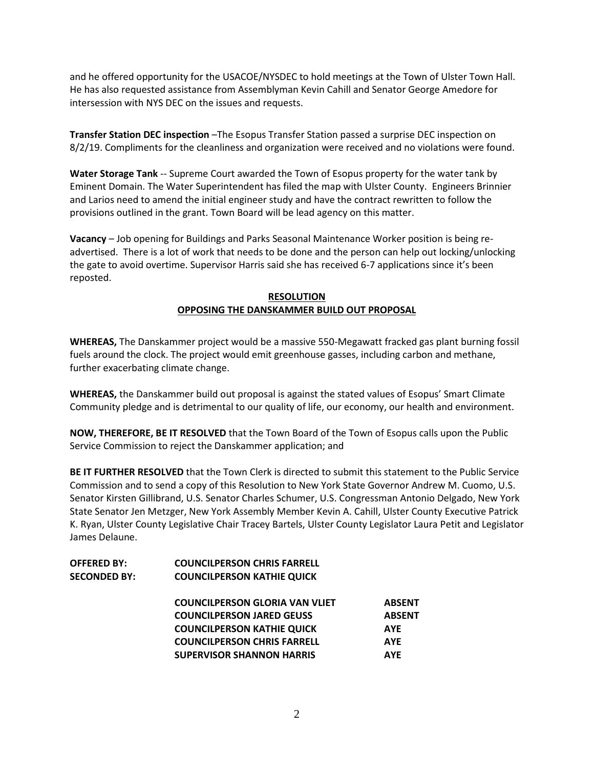and he offered opportunity for the USACOE/NYSDEC to hold meetings at the Town of Ulster Town Hall. He has also requested assistance from Assemblyman Kevin Cahill and Senator George Amedore for intersession with NYS DEC on the issues and requests.

**Transfer Station DEC inspection** –The Esopus Transfer Station passed a surprise DEC inspection on 8/2/19. Compliments for the cleanliness and organization were received and no violations were found.

**Water Storage Tank** -- Supreme Court awarded the Town of Esopus property for the water tank by Eminent Domain. The Water Superintendent has filed the map with Ulster County. Engineers Brinnier and Larios need to amend the initial engineer study and have the contract rewritten to follow the provisions outlined in the grant. Town Board will be lead agency on this matter.

**Vacancy** – Job opening for Buildings and Parks Seasonal Maintenance Worker position is being re-advertised. There is a lot of work that needs to be done and the person can help out locking/unlocking the gate to avoid overtime. Supervisor Harris said she has received 6-7 applications since it's been reposted.

**RESOLUTION**
**OPPOSING THE DANSKAMMER BUILD OUT PROPOSAL**

**WHEREAS,** The Danskammer project would be a massive 550-Megawatt fracked gas plant burning fossil fuels around the clock. The project would emit greenhouse gasses, including carbon and methane, further exacerbating climate change.

**WHEREAS,** the Danskammer build out proposal is against the stated values of Esopus' Smart Climate Community pledge and is detrimental to our quality of life, our economy, our health and environment.

**NOW, THEREFORE, BE IT RESOLVED** that the Town Board of the Town of Esopus calls upon the Public Service Commission to reject the Danskammer application; and

**BE IT FURTHER RESOLVED** that the Town Clerk is directed to submit this statement to the Public Service Commission and to send a copy of this Resolution to New York State Governor Andrew M. Cuomo, U.S. Senator Kirsten Gillibrand, U.S. Senator Charles Schumer, U.S. Congressman Antonio Delgado, New York State Senator Jen Metzger, New York Assembly Member Kevin A. Cahill, Ulster County Executive Patrick K. Ryan, Ulster County Legislative Chair Tracey Bartels, Ulster County Legislator Laura Petit and Legislator James Delaune.

**OFFERED BY: COUNCILPERSON CHRIS FARRELL**
**SECONDED BY: COUNCILPERSON KATHIE QUICK**

| | |
|---|---|
| **COUNCILPERSON GLORIA VAN VLIET** | **ABSENT** |
| **COUNCILPERSON JARED GEUSS** | **ABSENT** |
| **COUNCILPERSON KATHIE QUICK** | **AYE** |
| **COUNCILPERSON CHRIS FARRELL** | **AYE** |
| **SUPERVISOR SHANNON HARRIS** | **AYE** |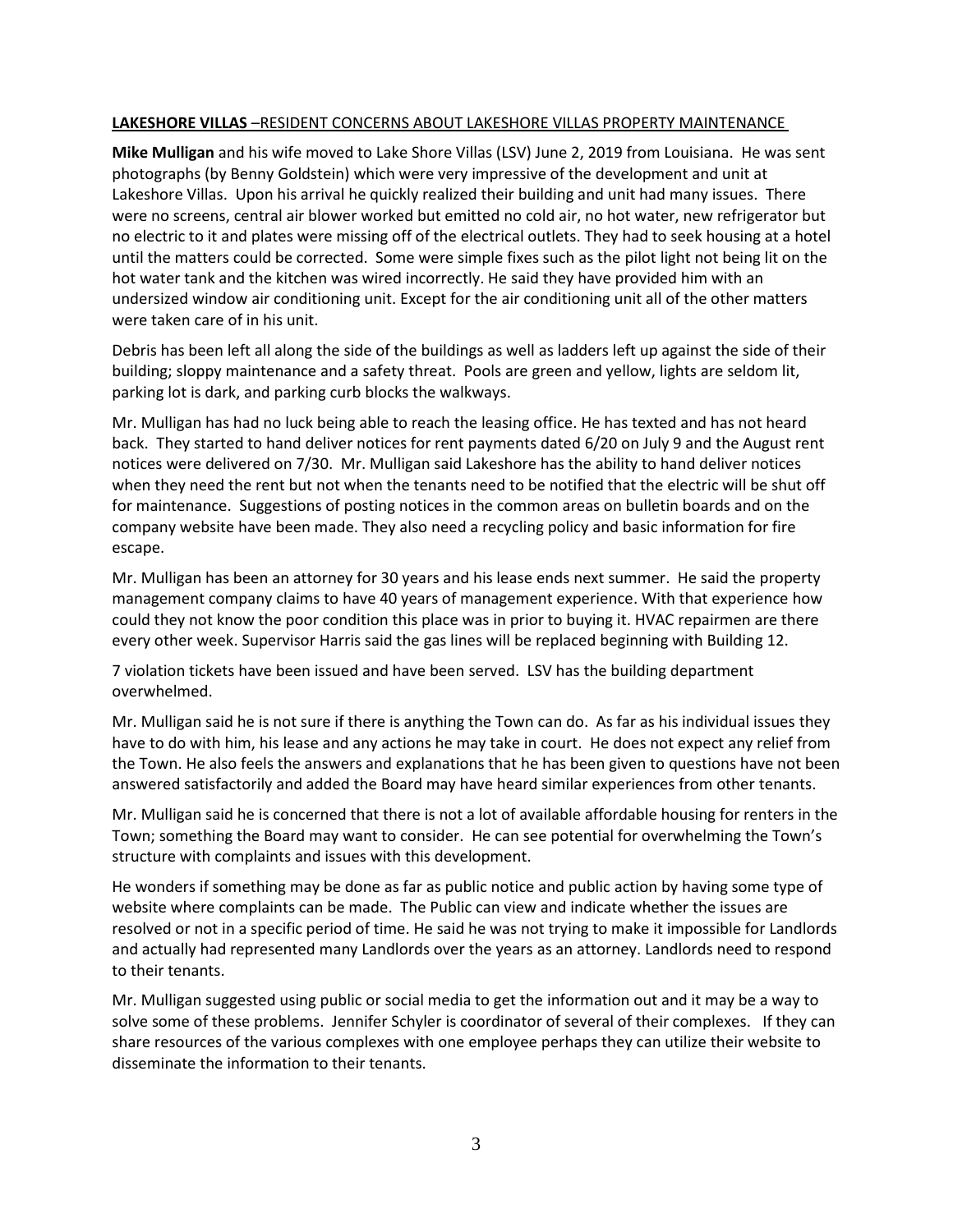**LAKESHORE VILLAS** –RESIDENT CONCERNS ABOUT LAKESHORE VILLAS PROPERTY MAINTENANCE

**Mike Mulligan** and his wife moved to Lake Shore Villas (LSV) June 2, 2019 from Louisiana. He was sent photographs (by Benny Goldstein) which were very impressive of the development and unit at Lakeshore Villas. Upon his arrival he quickly realized their building and unit had many issues. There were no screens, central air blower worked but emitted no cold air, no hot water, new refrigerator but no electric to it and plates were missing off of the electrical outlets. They had to seek housing at a hotel until the matters could be corrected. Some were simple fixes such as the pilot light not being lit on the hot water tank and the kitchen was wired incorrectly. He said they have provided him with an undersized window air conditioning unit. Except for the air conditioning unit all of the other matters were taken care of in his unit.

Debris has been left all along the side of the buildings as well as ladders left up against the side of their building; sloppy maintenance and a safety threat. Pools are green and yellow, lights are seldom lit, parking lot is dark, and parking curb blocks the walkways.

Mr. Mulligan has had no luck being able to reach the leasing office. He has texted and has not heard back. They started to hand deliver notices for rent payments dated 6/20 on July 9 and the August rent notices were delivered on 7/30. Mr. Mulligan said Lakeshore has the ability to hand deliver notices when they need the rent but not when the tenants need to be notified that the electric will be shut off for maintenance. Suggestions of posting notices in the common areas on bulletin boards and on the company website have been made. They also need a recycling policy and basic information for fire escape.

Mr. Mulligan has been an attorney for 30 years and his lease ends next summer. He said the property management company claims to have 40 years of management experience. With that experience how could they not know the poor condition this place was in prior to buying it. HVAC repairmen are there every other week. Supervisor Harris said the gas lines will be replaced beginning with Building 12.

7 violation tickets have been issued and have been served. LSV has the building department overwhelmed.

Mr. Mulligan said he is not sure if there is anything the Town can do. As far as his individual issues they have to do with him, his lease and any actions he may take in court. He does not expect any relief from the Town. He also feels the answers and explanations that he has been given to questions have not been answered satisfactorily and added the Board may have heard similar experiences from other tenants.

Mr. Mulligan said he is concerned that there is not a lot of available affordable housing for renters in the Town; something the Board may want to consider. He can see potential for overwhelming the Town's structure with complaints and issues with this development.

He wonders if something may be done as far as public notice and public action by having some type of website where complaints can be made. The Public can view and indicate whether the issues are resolved or not in a specific period of time. He said he was not trying to make it impossible for Landlords and actually had represented many Landlords over the years as an attorney. Landlords need to respond to their tenants.

Mr. Mulligan suggested using public or social media to get the information out and it may be a way to solve some of these problems. Jennifer Schyler is coordinator of several of their complexes. If they can share resources of the various complexes with one employee perhaps they can utilize their website to disseminate the information to their tenants.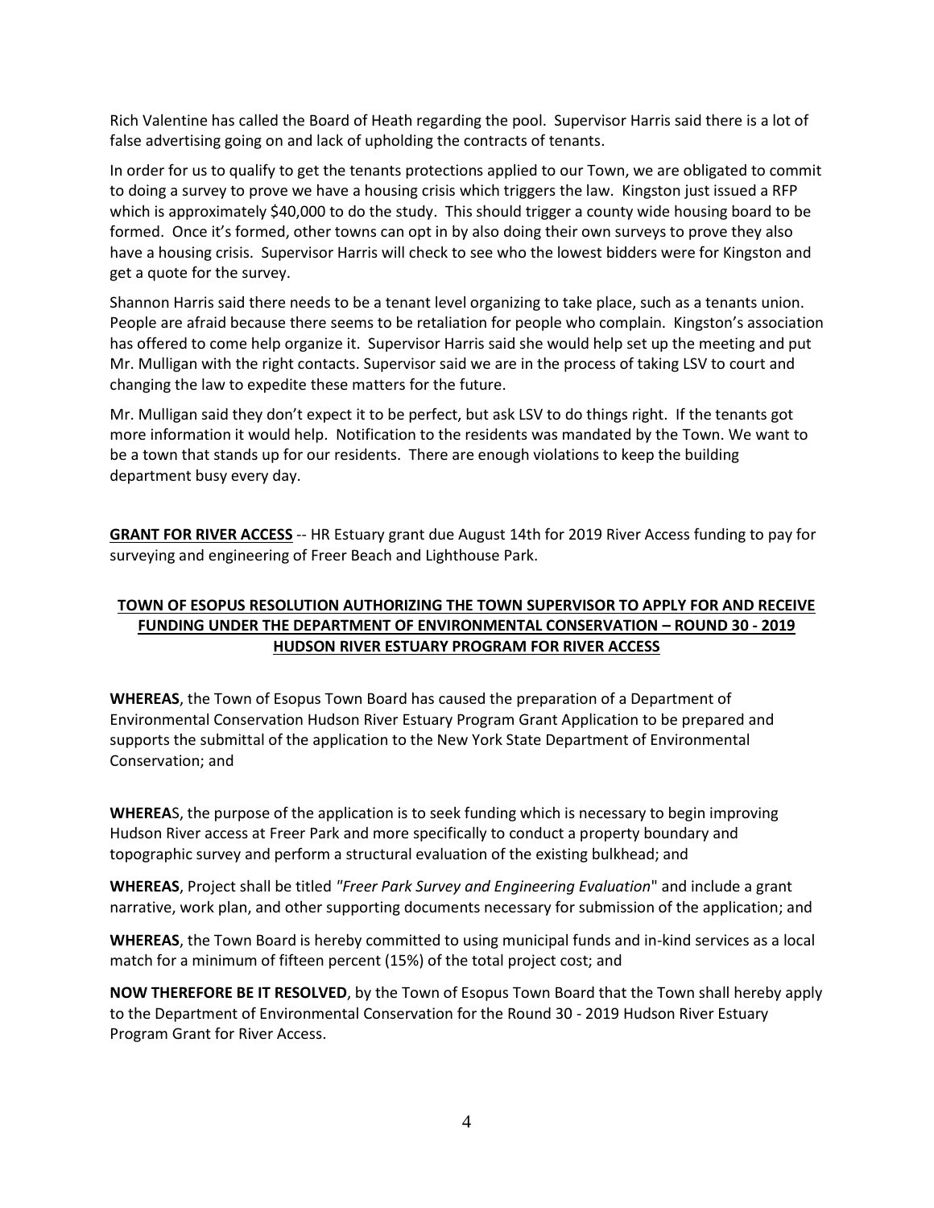Rich Valentine has called the Board of Heath regarding the pool. Supervisor Harris said there is a lot of false advertising going on and lack of upholding the contracts of tenants.

In order for us to qualify to get the tenants protections applied to our Town, we are obligated to commit to doing a survey to prove we have a housing crisis which triggers the law. Kingston just issued a RFP which is approximately $40,000 to do the study. This should trigger a county wide housing board to be formed. Once it's formed, other towns can opt in by also doing their own surveys to prove they also have a housing crisis. Supervisor Harris will check to see who the lowest bidders were for Kingston and get a quote for the survey.

Shannon Harris said there needs to be a tenant level organizing to take place, such as a tenants union. People are afraid because there seems to be retaliation for people who complain. Kingston's association has offered to come help organize it. Supervisor Harris said she would help set up the meeting and put Mr. Mulligan with the right contacts. Supervisor said we are in the process of taking LSV to court and changing the law to expedite these matters for the future.

Mr. Mulligan said they don't expect it to be perfect, but ask LSV to do things right. If the tenants got more information it would help. Notification to the residents was mandated by the Town. We want to be a town that stands up for our residents. There are enough violations to keep the building department busy every day.

**GRANT FOR RIVER ACCESS** -- HR Estuary grant due August 14th for 2019 River Access funding to pay for surveying and engineering of Freer Beach and Lighthouse Park.

**TOWN OF ESOPUS RESOLUTION AUTHORIZING THE TOWN SUPERVISOR TO APPLY FOR AND RECEIVE FUNDING UNDER THE DEPARTMENT OF ENVIRONMENTAL CONSERVATION – ROUND 30 - 2019 HUDSON RIVER ESTUARY PROGRAM FOR RIVER ACCESS**

**WHEREAS**, the Town of Esopus Town Board has caused the preparation of a Department of Environmental Conservation Hudson River Estuary Program Grant Application to be prepared and supports the submittal of the application to the New York State Department of Environmental Conservation; and

**WHEREA**S, the purpose of the application is to seek funding which is necessary to begin improving Hudson River access at Freer Park and more specifically to conduct a property boundary and topographic survey and perform a structural evaluation of the existing bulkhead; and

**WHEREAS**, Project shall be titled *"Freer Park Survey and Engineering Evaluation*" and include a grant narrative, work plan, and other supporting documents necessary for submission of the application; and

**WHEREAS**, the Town Board is hereby committed to using municipal funds and in-kind services as a local match for a minimum of fifteen percent (15%) of the total project cost; and

**NOW THEREFORE BE IT RESOLVED**, by the Town of Esopus Town Board that the Town shall hereby apply to the Department of Environmental Conservation for the Round 30 - 2019 Hudson River Estuary Program Grant for River Access.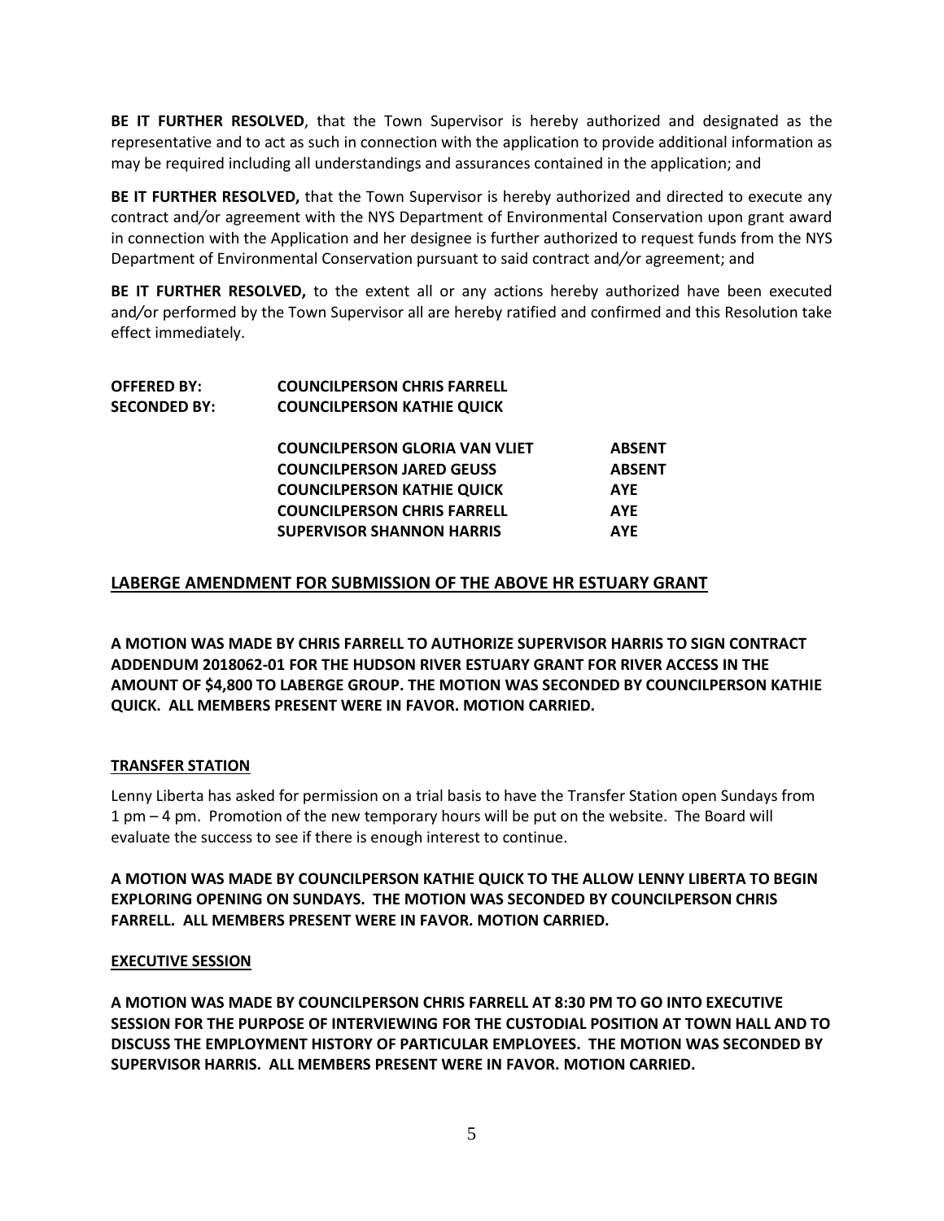**BE IT FURTHER RESOLVED**, that the Town Supervisor is hereby authorized and designated as the representative and to act as such in connection with the application to provide additional information as may be required including all understandings and assurances contained in the application; and

**BE IT FURTHER RESOLVED,** that the Town Supervisor is hereby authorized and directed to execute any contract and/or agreement with the NYS Department of Environmental Conservation upon grant award in connection with the Application and her designee is further authorized to request funds from the NYS Department of Environmental Conservation pursuant to said contract and/or agreement; and

**BE IT FURTHER RESOLVED,** to the extent all or any actions hereby authorized have been executed and/or performed by the Town Supervisor all are hereby ratified and confirmed and this Resolution take effect immediately.

**OFFERED BY: COUNCILPERSON CHRIS FARRELL**
**SECONDED BY: COUNCILPERSON KATHIE QUICK**

| | |
|---|---|
| **COUNCILPERSON GLORIA VAN VLIET** | **ABSENT** |
| **COUNCILPERSON JARED GEUSS** | **ABSENT** |
| **COUNCILPERSON KATHIE QUICK** | **AYE** |
| **COUNCILPERSON CHRIS FARRELL** | **AYE** |
| **SUPERVISOR SHANNON HARRIS** | **AYE** |

## LABERGE AMENDMENT FOR SUBMISSION OF THE ABOVE HR ESTUARY GRANT

**A MOTION WAS MADE BY CHRIS FARRELL TO AUTHORIZE SUPERVISOR HARRIS TO SIGN CONTRACT ADDENDUM 2018062-01 FOR THE HUDSON RIVER ESTUARY GRANT FOR RIVER ACCESS IN THE AMOUNT OF $4,800 TO LABERGE GROUP. THE MOTION WAS SECONDED BY COUNCILPERSON KATHIE QUICK. ALL MEMBERS PRESENT WERE IN FAVOR. MOTION CARRIED.**

## TRANSFER STATION

Lenny Liberta has asked for permission on a trial basis to have the Transfer Station open Sundays from 1 pm – 4 pm. Promotion of the new temporary hours will be put on the website. The Board will evaluate the success to see if there is enough interest to continue.

**A MOTION WAS MADE BY COUNCILPERSON KATHIE QUICK TO THE ALLOW LENNY LIBERTA TO BEGIN EXPLORING OPENING ON SUNDAYS. THE MOTION WAS SECONDED BY COUNCILPERSON CHRIS FARRELL. ALL MEMBERS PRESENT WERE IN FAVOR. MOTION CARRIED.**

## EXECUTIVE SESSION

**A MOTION WAS MADE BY COUNCILPERSON CHRIS FARRELL AT 8:30 PM TO GO INTO EXECUTIVE SESSION FOR THE PURPOSE OF INTERVIEWING FOR THE CUSTODIAL POSITION AT TOWN HALL AND TO DISCUSS THE EMPLOYMENT HISTORY OF PARTICULAR EMPLOYEES. THE MOTION WAS SECONDED BY SUPERVISOR HARRIS. ALL MEMBERS PRESENT WERE IN FAVOR. MOTION CARRIED.**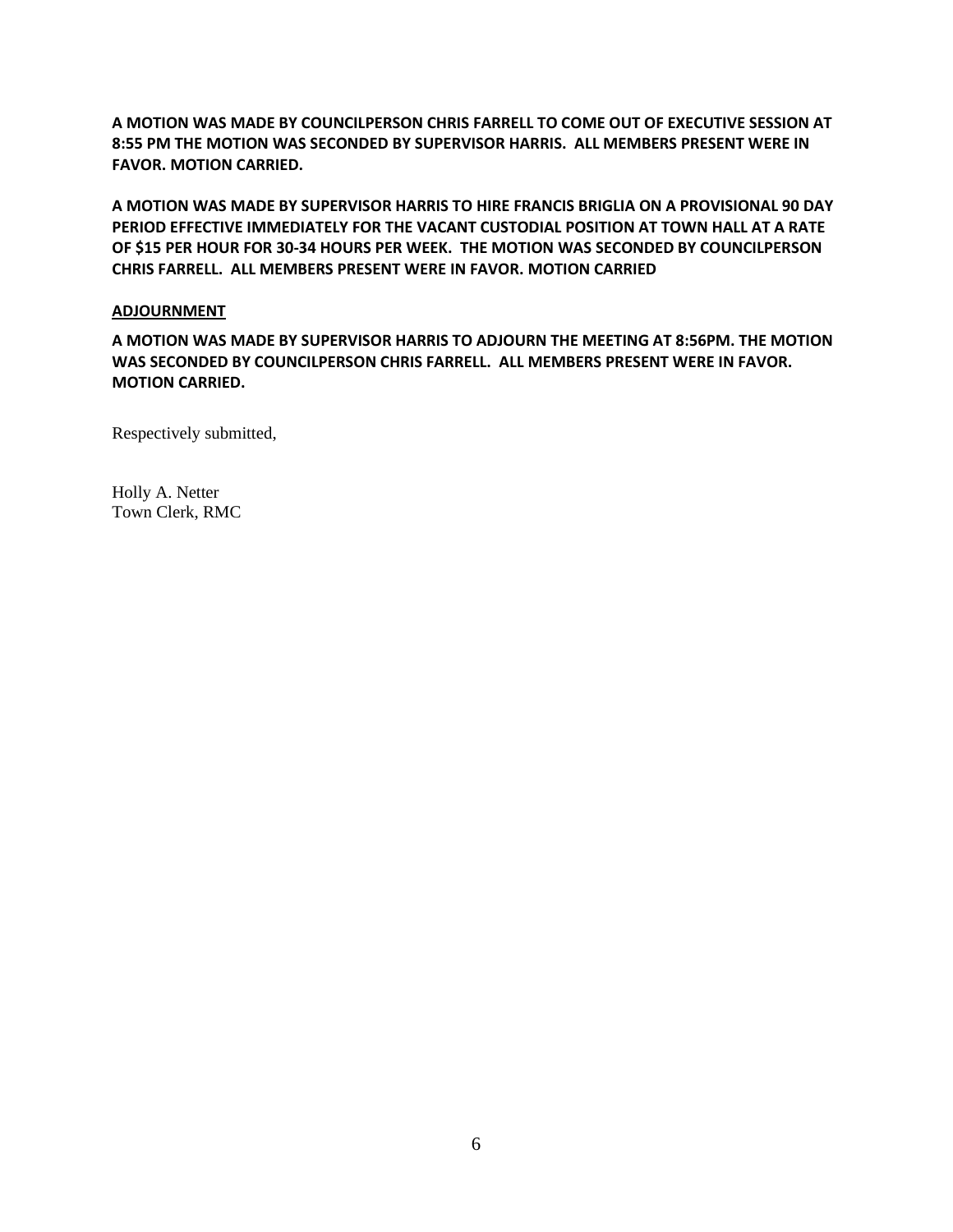**A MOTION WAS MADE BY COUNCILPERSON CHRIS FARRELL TO COME OUT OF EXECUTIVE SESSION AT 8:55 PM THE MOTION WAS SECONDED BY SUPERVISOR HARRIS. ALL MEMBERS PRESENT WERE IN FAVOR. MOTION CARRIED.**

**A MOTION WAS MADE BY SUPERVISOR HARRIS TO HIRE FRANCIS BRIGLIA ON A PROVISIONAL 90 DAY PERIOD EFFECTIVE IMMEDIATELY FOR THE VACANT CUSTODIAL POSITION AT TOWN HALL AT A RATE OF $15 PER HOUR FOR 30-34 HOURS PER WEEK. THE MOTION WAS SECONDED BY COUNCILPERSON CHRIS FARRELL. ALL MEMBERS PRESENT WERE IN FAVOR. MOTION CARRIED**

**ADJOURNMENT**

**A MOTION WAS MADE BY SUPERVISOR HARRIS TO ADJOURN THE MEETING AT 8:56PM. THE MOTION WAS SECONDED BY COUNCILPERSON CHRIS FARRELL. ALL MEMBERS PRESENT WERE IN FAVOR. MOTION CARRIED.**

Respectively submitted,

Holly A. Netter
Town Clerk, RMC